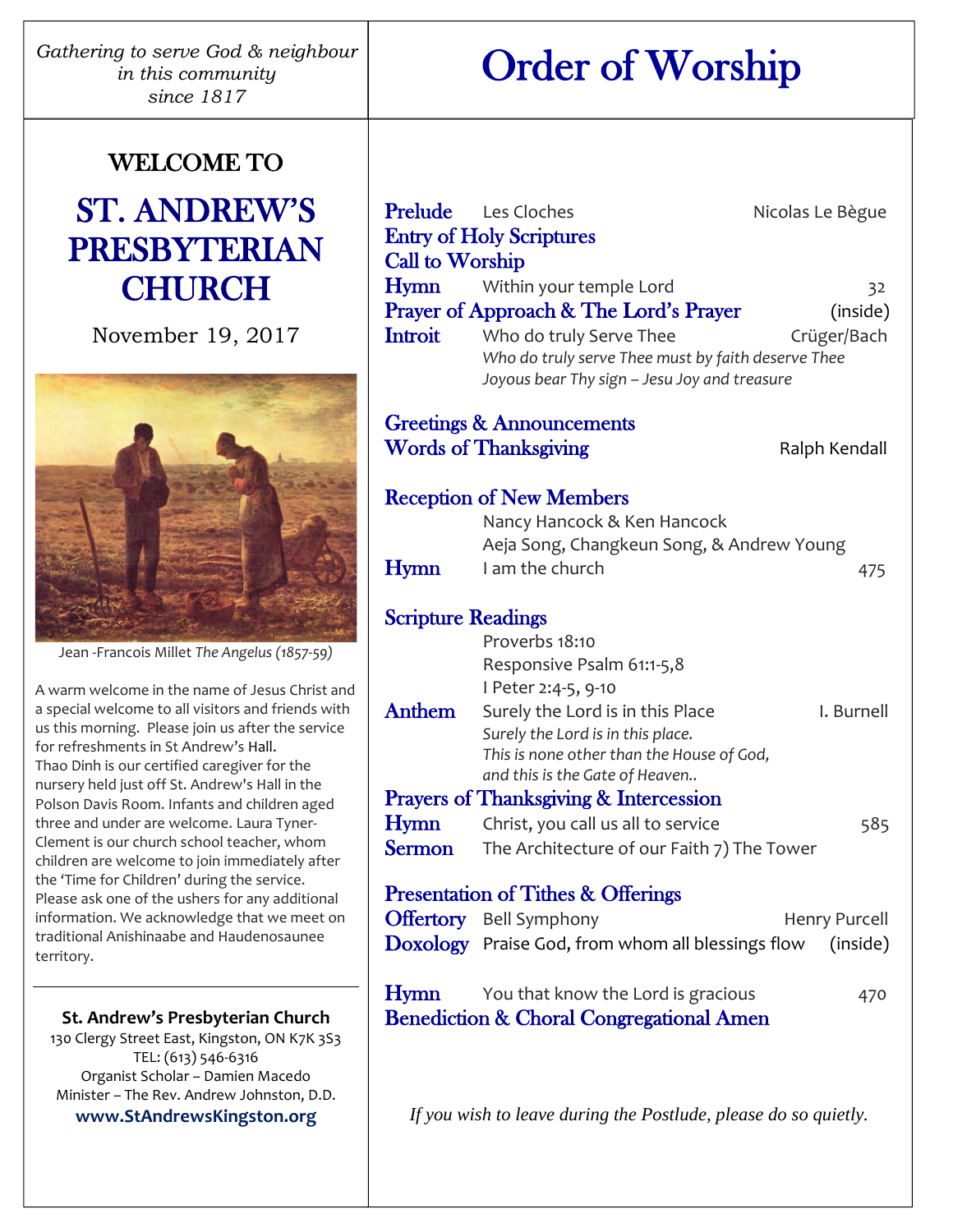*Gathering to serve God & neighbour in this community since 1817*

# Order of Worship

## WELCOME TO

# ST. ANDREW'S PRESBYTERIAN CHURCH

November 19, 2017

Jean -Francois Millet *The Angelus (1857-59)*

A warm welcome in the name of Jesus Christ and a special welcome to all visitors and friends with us this morning. Please join us after the service for refreshments in St Andrew's Hall. Thao Dinh is our certified caregiver for the nursery held just off St. Andrew's Hall in the Polson Davis Room. Infants and children aged three and under are welcome. Laura Tyner-Clement is our church school teacher, whom children are welcome to join immediately after the 'Time for Children' during the service. Please ask one of the ushers for any additional information. We acknowledge that we meet on traditional Anishinaabe and Haudenosaunee territory.

---

**St. Andrew's Presbyterian Church**
130 Clergy Street East, Kingston, ON K7K 3S3
TEL: (613) 546-6316
Organist Scholar – Damien Macedo
Minister – The Rev. Andrew Johnston, D.D.
**www.StAndrewsKingston.org**

---

**Prelude** Les Cloches — Nicolas Le Bègue

**Entry of Holy Scriptures**

**Call to Worship**

**Hymn** Within your temple Lord — 32

**Prayer of Approach & The Lord's Prayer** — (inside)

**Introit** Who do truly Serve Thee — Crüger/Bach

*Who do truly serve Thee must by faith deserve Thee*
*Joyous bear Thy sign – Jesu Joy and treasure*

**Greetings & Announcements**

**Words of Thanksgiving** — Ralph Kendall

**Reception of New Members**

Nancy Hancock & Ken Hancock
Aeja Song, Changkeun Song, & Andrew Young

**Hymn** I am the church — 475

**Scripture Readings**

Proverbs 18:10
Responsive Psalm 61:1-5,8
I Peter 2:4-5, 9-10

**Anthem** Surely the Lord is in this Place — I. Burnell

*Surely the Lord is in this place.*
*This is none other than the House of God,*
*and this is the Gate of Heaven..*

**Prayers of Thanksgiving & Intercession**

**Hymn** Christ, you call us all to service — 585

**Sermon** The Architecture of our Faith 7) The Tower

**Presentation of Tithes & Offerings**

**Offertory** Bell Symphony — Henry Purcell

**Doxology** Praise God, from whom all blessings flow — (inside)

**Hymn** You that know the Lord is gracious — 470

**Benediction & Choral Congregational Amen**

*If you wish to leave during the Postlude, please do so quietly.*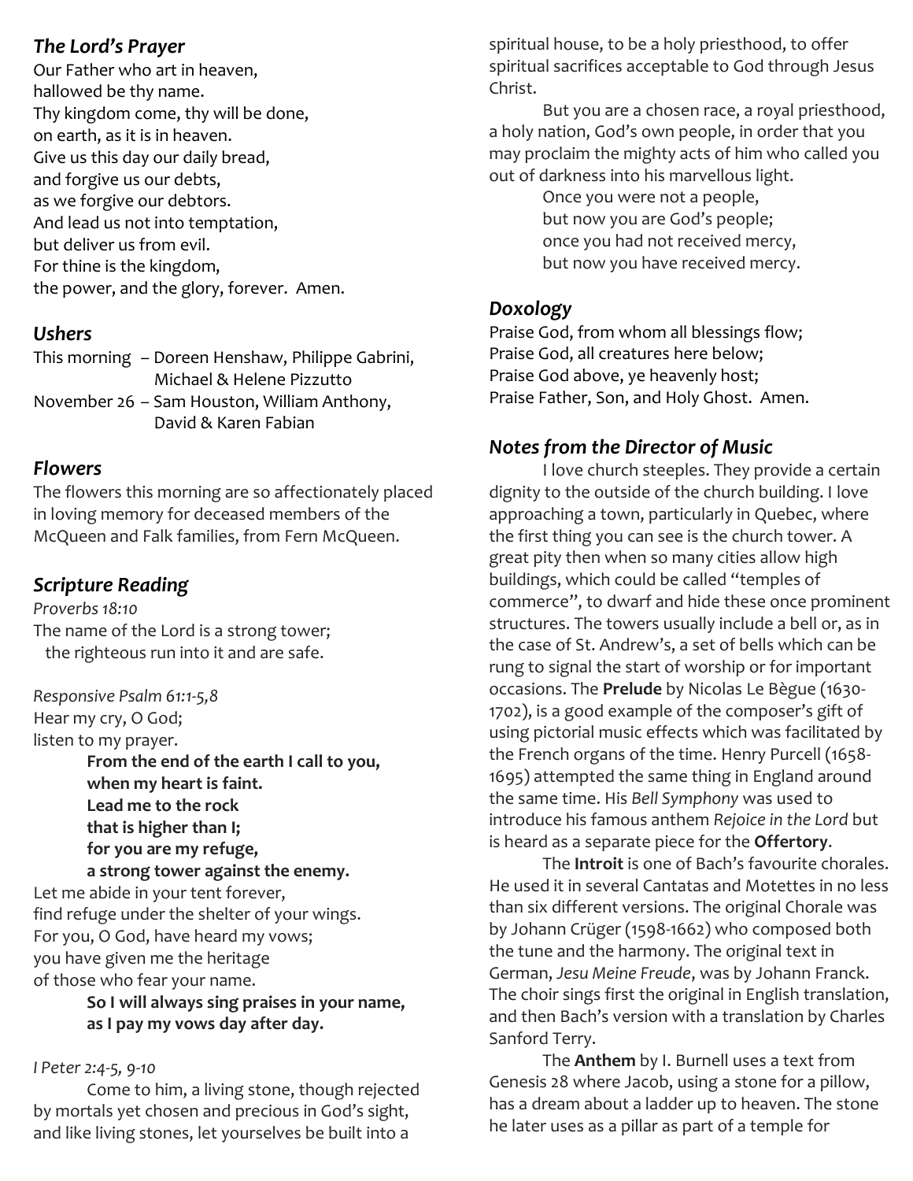## *The Lord's Prayer*

Our Father who art in heaven,
hallowed be thy name.
Thy kingdom come, thy will be done,
on earth, as it is in heaven.
Give us this day our daily bread,
and forgive us our debts,
as we forgive our debtors.
And lead us not into temptation,
but deliver us from evil.
For thine is the kingdom,
the power, and the glory, forever. Amen.

## *Ushers*

This morning – Doreen Henshaw, Philippe Gabrini, Michael & Helene Pizzutto
November 26 – Sam Houston, William Anthony, David & Karen Fabian

## *Flowers*

The flowers this morning are so affectionately placed in loving memory for deceased members of the McQueen and Falk families, from Fern McQueen.

## *Scripture Reading*

*Proverbs 18:10*
The name of the Lord is a strong tower;
the righteous run into it and are safe.

*Responsive Psalm 61:1-5,8*
Hear my cry, O God;
listen to my prayer.
**From the end of the earth I call to you,**
**when my heart is faint.**
**Lead me to the rock**
**that is higher than I;**
**for you are my refuge,**
**a strong tower against the enemy.**
Let me abide in your tent forever,
find refuge under the shelter of your wings.
For you, O God, have heard my vows;
you have given me the heritage
of those who fear your name.
**So I will always sing praises in your name,**
**as I pay my vows day after day.**

*I Peter 2:4-5, 9-10*
Come to him, a living stone, though rejected by mortals yet chosen and precious in God's sight, and like living stones, let yourselves be built into a spiritual house, to be a holy priesthood, to offer spiritual sacrifices acceptable to God through Jesus Christ.

But you are a chosen race, a royal priesthood, a holy nation, God's own people, in order that you may proclaim the mighty acts of him who called you out of darkness into his marvellous light.
Once you were not a people,
but now you are God's people;
once you had not received mercy,
but now you have received mercy.

## *Doxology*

Praise God, from whom all blessings flow;
Praise God, all creatures here below;
Praise God above, ye heavenly host;
Praise Father, Son, and Holy Ghost. Amen.

## *Notes from the Director of Music*

I love church steeples. They provide a certain dignity to the outside of the church building. I love approaching a town, particularly in Quebec, where the first thing you can see is the church tower. A great pity then when so many cities allow high buildings, which could be called "temples of commerce", to dwarf and hide these once prominent structures. The towers usually include a bell or, as in the case of St. Andrew's, a set of bells which can be rung to signal the start of worship or for important occasions. The **Prelude** by Nicolas Le Bègue (1630-1702), is a good example of the composer's gift of using pictorial music effects which was facilitated by the French organs of the time. Henry Purcell (1658-1695) attempted the same thing in England around the same time. His *Bell Symphony* was used to introduce his famous anthem *Rejoice in the Lord* but is heard as a separate piece for the **Offertory**.

The **Introit** is one of Bach's favourite chorales. He used it in several Cantatas and Motettes in no less than six different versions. The original Chorale was by Johann Crüger (1598-1662) who composed both the tune and the harmony. The original text in German, *Jesu Meine Freude*, was by Johann Franck. The choir sings first the original in English translation, and then Bach's version with a translation by Charles Sanford Terry.

The **Anthem** by I. Burnell uses a text from Genesis 28 where Jacob, using a stone for a pillow, has a dream about a ladder up to heaven. The stone he later uses as a pillar as part of a temple for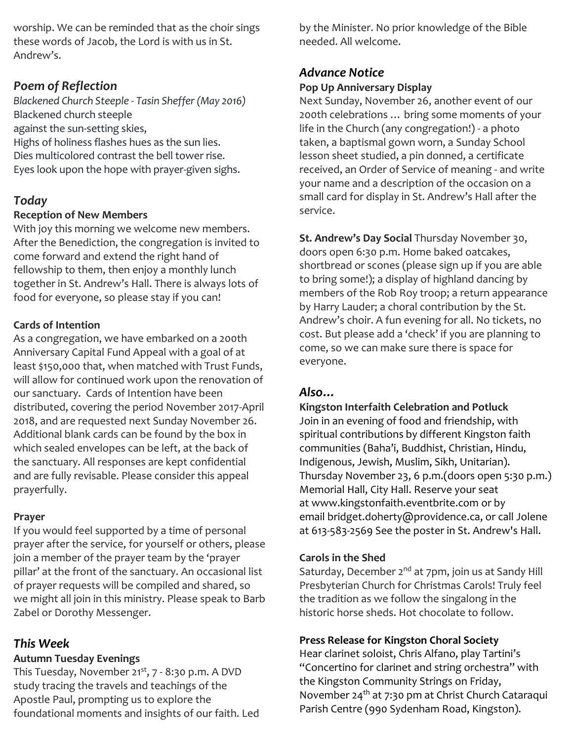worship. We can be reminded that as the choir sings these words of Jacob, the Lord is with us in St. Andrew's.

## *Poem of Reflection*

*Blackened Church Steeple - Tasin Sheffer (May 2016)*
Blackened church steeple
against the sun-setting skies,
Highs of holiness flashes hues as the sun lies.
Dies multicolored contrast the bell tower rise.
Eyes look upon the hope with prayer-given sighs.

## *Today*

**Reception of New Members**

With joy this morning we welcome new members. After the Benediction, the congregation is invited to come forward and extend the right hand of fellowship to them, then enjoy a monthly lunch together in St. Andrew's Hall. There is always lots of food for everyone, so please stay if you can!

**Cards of Intention**

As a congregation, we have embarked on a 200th Anniversary Capital Fund Appeal with a goal of at least $150,000 that, when matched with Trust Funds, will allow for continued work upon the renovation of our sanctuary. Cards of Intention have been distributed, covering the period November 2017-April 2018, and are requested next Sunday November 26. Additional blank cards can be found by the box in which sealed envelopes can be left, at the back of the sanctuary. All responses are kept confidential and are fully revisable. Please consider this appeal prayerfully.

**Prayer**

If you would feel supported by a time of personal prayer after the service, for yourself or others, please join a member of the prayer team by the 'prayer pillar' at the front of the sanctuary. An occasional list of prayer requests will be compiled and shared, so we might all join in this ministry. Please speak to Barb Zabel or Dorothy Messenger.

## *This Week*

**Autumn Tuesday Evenings**

This Tuesday, November 21st, 7 - 8:30 p.m. A DVD study tracing the travels and teachings of the Apostle Paul, prompting us to explore the foundational moments and insights of our faith. Led by the Minister. No prior knowledge of the Bible needed. All welcome.

## *Advance Notice*

**Pop Up Anniversary Display**

Next Sunday, November 26, another event of our 200th celebrations … bring some moments of your life in the Church (any congregation!) - a photo taken, a baptismal gown worn, a Sunday School lesson sheet studied, a pin donned, a certificate received, an Order of Service of meaning - and write your name and a description of the occasion on a small card for display in St. Andrew's Hall after the service.

**St. Andrew's Day Social** Thursday November 30, doors open 6:30 p.m. Home baked oatcakes, shortbread or scones (please sign up if you are able to bring some!); a display of highland dancing by members of the Rob Roy troop; a return appearance by Harry Lauder; a choral contribution by the St. Andrew's choir. A fun evening for all. No tickets, no cost. But please add a 'check' if you are planning to come, so we can make sure there is space for everyone.

## *Also…*

**Kingston Interfaith Celebration and Potluck**

Join in an evening of food and friendship, with spiritual contributions by different Kingston faith communities (Baha'i, Buddhist, Christian, Hindu, Indigenous, Jewish, Muslim, Sikh, Unitarian). Thursday November 23, 6 p.m.(doors open 5:30 p.m.) Memorial Hall, City Hall. Reserve your seat at www.kingstonfaith.eventbrite.com or by email bridget.doherty@providence.ca, or call Jolene at 613-583-2569 See the poster in St. Andrew's Hall.

**Carols in the Shed**

Saturday, December 2nd at 7pm, join us at Sandy Hill Presbyterian Church for Christmas Carols! Truly feel the tradition as we follow the singalong in the historic horse sheds. Hot chocolate to follow.

**Press Release for Kingston Choral Society**

Hear clarinet soloist, Chris Alfano, play Tartini's "Concertino for clarinet and string orchestra" with the Kingston Community Strings on Friday, November 24th at 7:30 pm at Christ Church Cataraqui Parish Centre (990 Sydenham Road, Kingston).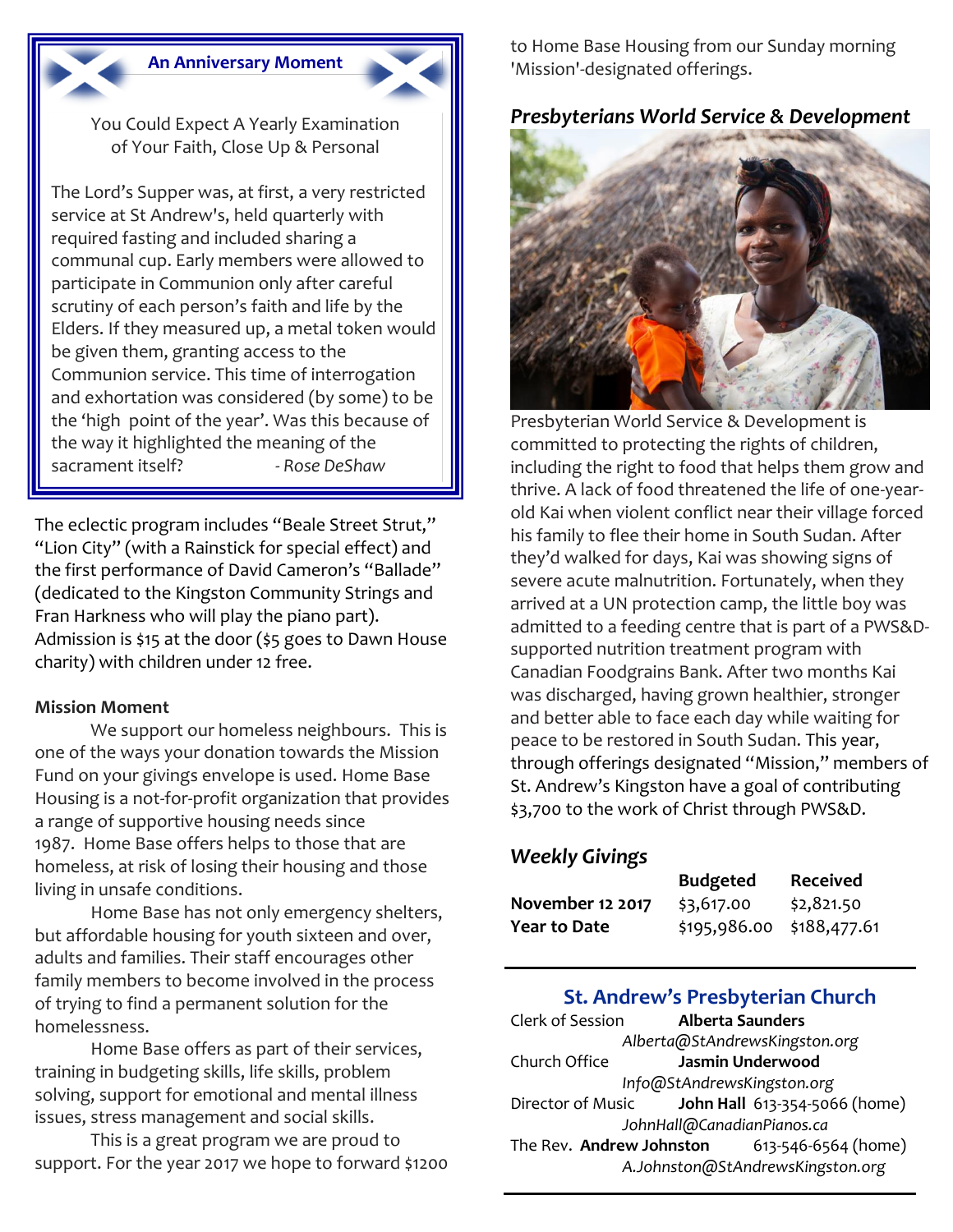### An Anniversary Moment

You Could Expect A Yearly Examination of Your Faith, Close Up & Personal

The Lord's Supper was, at first, a very restricted service at St Andrew's, held quarterly with required fasting and included sharing a communal cup. Early members were allowed to participate in Communion only after careful scrutiny of each person's faith and life by the Elders. If they measured up, a metal token would be given them, granting access to the Communion service. This time of interrogation and exhortation was considered (by some) to be the 'high point of the year'. Was this because of the way it highlighted the meaning of the sacrament itself? *- Rose DeShaw*

The eclectic program includes "Beale Street Strut," "Lion City" (with a Rainstick for special effect) and the first performance of David Cameron's "Ballade" (dedicated to the Kingston Community Strings and Fran Harkness who will play the piano part). Admission is $15 at the door ($5 goes to Dawn House charity) with children under 12 free.

**Mission Moment**

We support our homeless neighbours. This is one of the ways your donation towards the Mission Fund on your givings envelope is used. Home Base Housing is a not-for-profit organization that provides a range of supportive housing needs since 1987. Home Base offers helps to those that are homeless, at risk of losing their housing and those living in unsafe conditions.

Home Base has not only emergency shelters, but affordable housing for youth sixteen and over, adults and families. Their staff encourages other family members to become involved in the process of trying to find a permanent solution for the homelessness.

Home Base offers as part of their services, training in budgeting skills, life skills, problem solving, support for emotional and mental illness issues, stress management and social skills.

This is a great program we are proud to support. For the year 2017 we hope to forward $1200 to Home Base Housing from our Sunday morning 'Mission'-designated offerings.

## *Presbyterians World Service & Development*

Presbyterian World Service & Development is committed to protecting the rights of children, including the right to food that helps them grow and thrive. A lack of food threatened the life of one-year-old Kai when violent conflict near their village forced his family to flee their home in South Sudan. After they'd walked for days, Kai was showing signs of severe acute malnutrition. Fortunately, when they arrived at a UN protection camp, the little boy was admitted to a feeding centre that is part of a PWS&D-supported nutrition treatment program with Canadian Foodgrains Bank. After two months Kai was discharged, having grown healthier, stronger and better able to face each day while waiting for peace to be restored in South Sudan. This year, through offerings designated "Mission," members of St. Andrew's Kingston have a goal of contributing $3,700 to the work of Christ through PWS&D.

## *Weekly Givings*

| | Budgeted | Received |
|---|---|---|
| **November 12 2017** | $3,617.00 | $2,821.50 |
| **Year to Date** | $195,986.00 | $188,477.61 |

## St. Andrew's Presbyterian Church

Clerk of Session **Alberta Saunders**
*Alberta@StAndrewsKingston.org*

Church Office **Jasmin Underwood**
*Info@StAndrewsKingston.org*

Director of Music **John Hall** 613-354-5066 (home)
*JohnHall@CanadianPianos.ca*

The Rev. **Andrew Johnston** 613-546-6564 (home)
*A.Johnston@StAndrewsKingston.org*